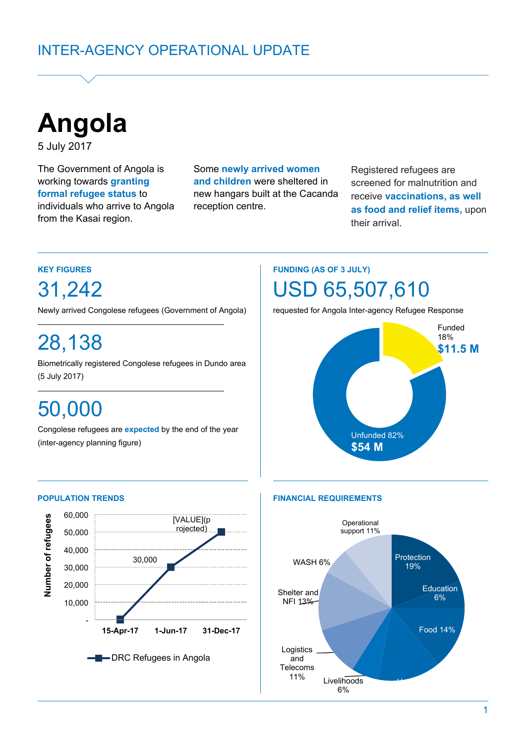INTER-AGENCY OPERATIONAL UPDATE

# Angola

5 July 2017

The Government of Angola is working towards **granting formal refugee status** to individuals who arrive to Angola from the Kasai region.

Some **newly arrived women and children** were sheltered in new hangars built at the Cacanda reception centre.

Registered refugees are screened for malnutrition and receive **vaccinations, as well as food and relief items,** upon their arrival.

## KEY FIGURES

**31,242**

Newly arrived Congolese refugees (Government of Angola)

**28,138**

Biometrically registered Congolese refugees in Dundo area (5 July 2017)

**50,000**

Congolese refugees are **expected** by the end of the year (inter-agency planning figure)

## FUNDING (AS OF 3 JULY)

**USD 65,507,610**

requested for Angola Inter-agency Refugee Response

Funded 18% **$11.5 M**

Unfunded 82% **$54 M**

## POPULATION TRENDS

Number of refugees

| | DRC Refugees in Angola |
|---|---|
| 15-Apr-17 | - |
| 1-Jun-17 | 30,000 |
| 31-Dec-17 | 50,000 (projected) |

## FINANCIAL REQUIREMENTS

- Protection 19%
- Education 6%
- Food 14%
- Livelihoods 6%
- Logistics and Telecoms 11%
- Shelter and NFI 13%
- WASH 6%
- Operational support 11%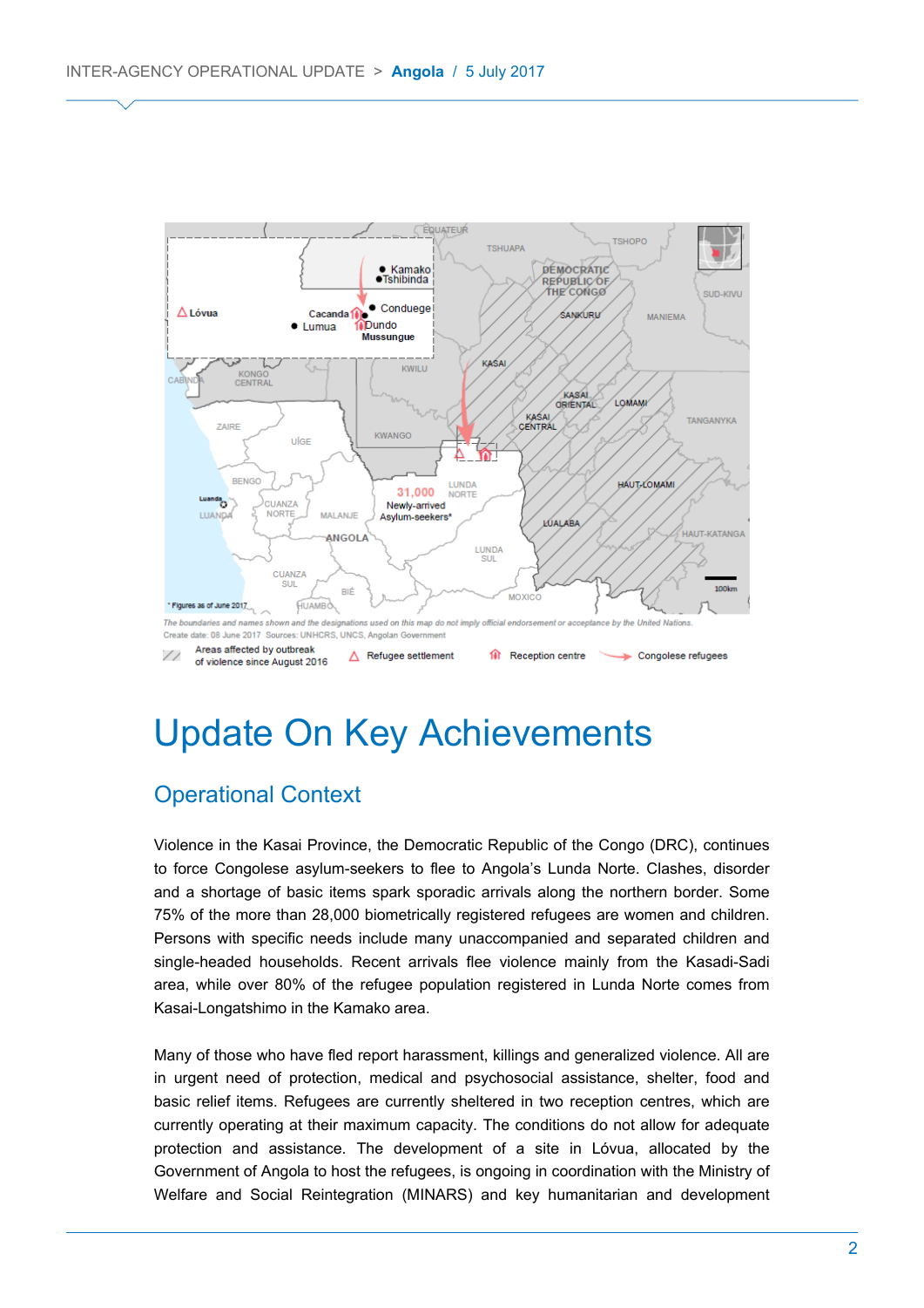*The boundaries and names shown and the designations used on this map do not imply official endorsement or acceptance by the United Nations.*
*Create date: 08 June 2017 Sources: UNHCRS, UNCS, Angolan Government*

# Update On Key Achievements

## Operational Context

Violence in the Kasai Province, the Democratic Republic of the Congo (DRC), continues to force Congolese asylum-seekers to flee to Angola's Lunda Norte. Clashes, disorder and a shortage of basic items spark sporadic arrivals along the northern border. Some 75% of the more than 28,000 biometrically registered refugees are women and children. Persons with specific needs include many unaccompanied and separated children and single-headed households. Recent arrivals flee violence mainly from the Kasadi-Sadi area, while over 80% of the refugee population registered in Lunda Norte comes from Kasai-Longatshimo in the Kamako area.

Many of those who have fled report harassment, killings and generalized violence. All are in urgent need of protection, medical and psychosocial assistance, shelter, food and basic relief items. Refugees are currently sheltered in two reception centres, which are currently operating at their maximum capacity. The conditions do not allow for adequate protection and assistance. The development of a site in Lóvua, allocated by the Government of Angola to host the refugees, is ongoing in coordination with the Ministry of Welfare and Social Reintegration (MINARS) and key humanitarian and development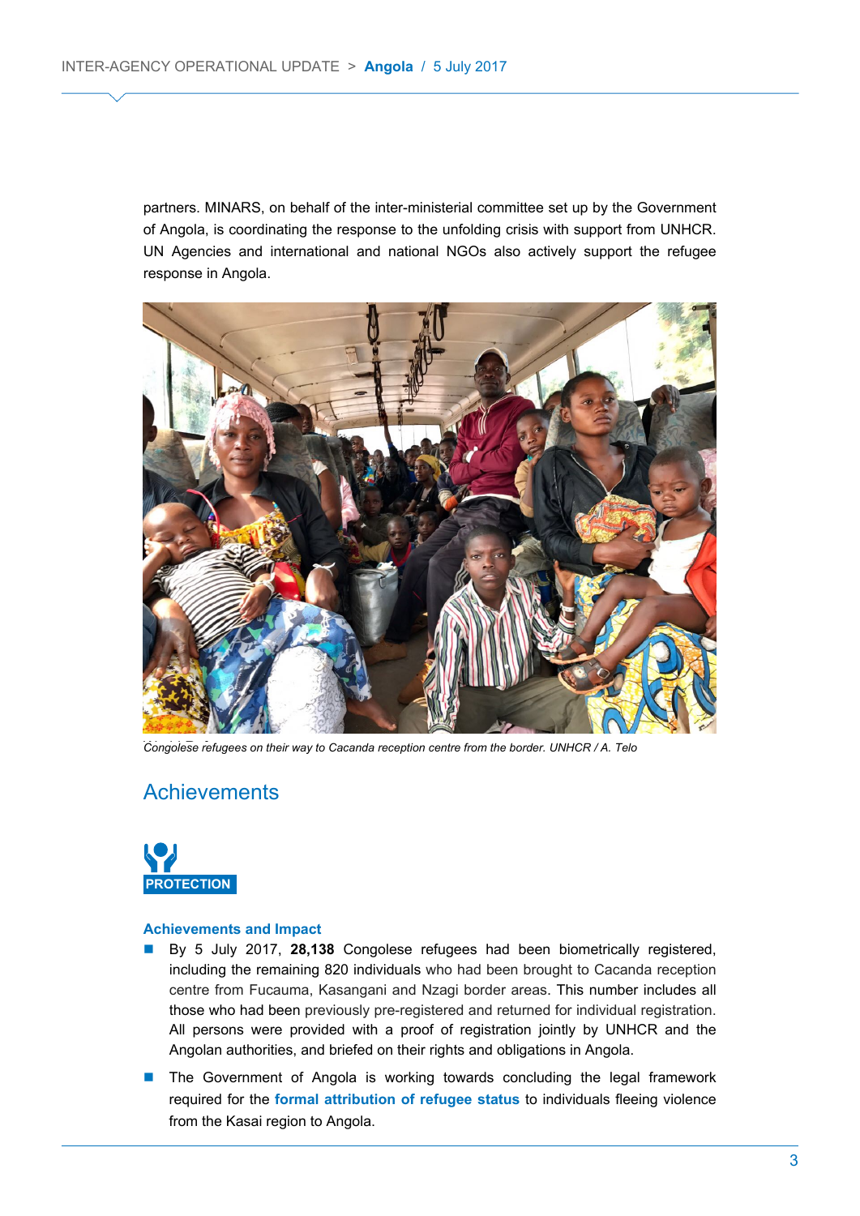partners. MINARS, on behalf of the inter-ministerial committee set up by the Government of Angola, is coordinating the response to the unfolding crisis with support from UNHCR. UN Agencies and international and national NGOs also actively support the refugee response in Angola.

*Congolese refugees on their way to Cacanda reception centre from the border. UNHCR / A. Telo*

## Achievements

**PROTECTION**

**Achievements and Impact**

- By 5 July 2017, **28,138** Congolese refugees had been biometrically registered, including the remaining 820 individuals who had been brought to Cacanda reception centre from Fucauma, Kasangani and Nzagi border areas. This number includes all those who had been previously pre-registered and returned for individual registration. All persons were provided with a proof of registration jointly by UNHCR and the Angolan authorities, and briefed on their rights and obligations in Angola.
- The Government of Angola is working towards concluding the legal framework required for the **formal attribution of refugee status** to individuals fleeing violence from the Kasai region to Angola.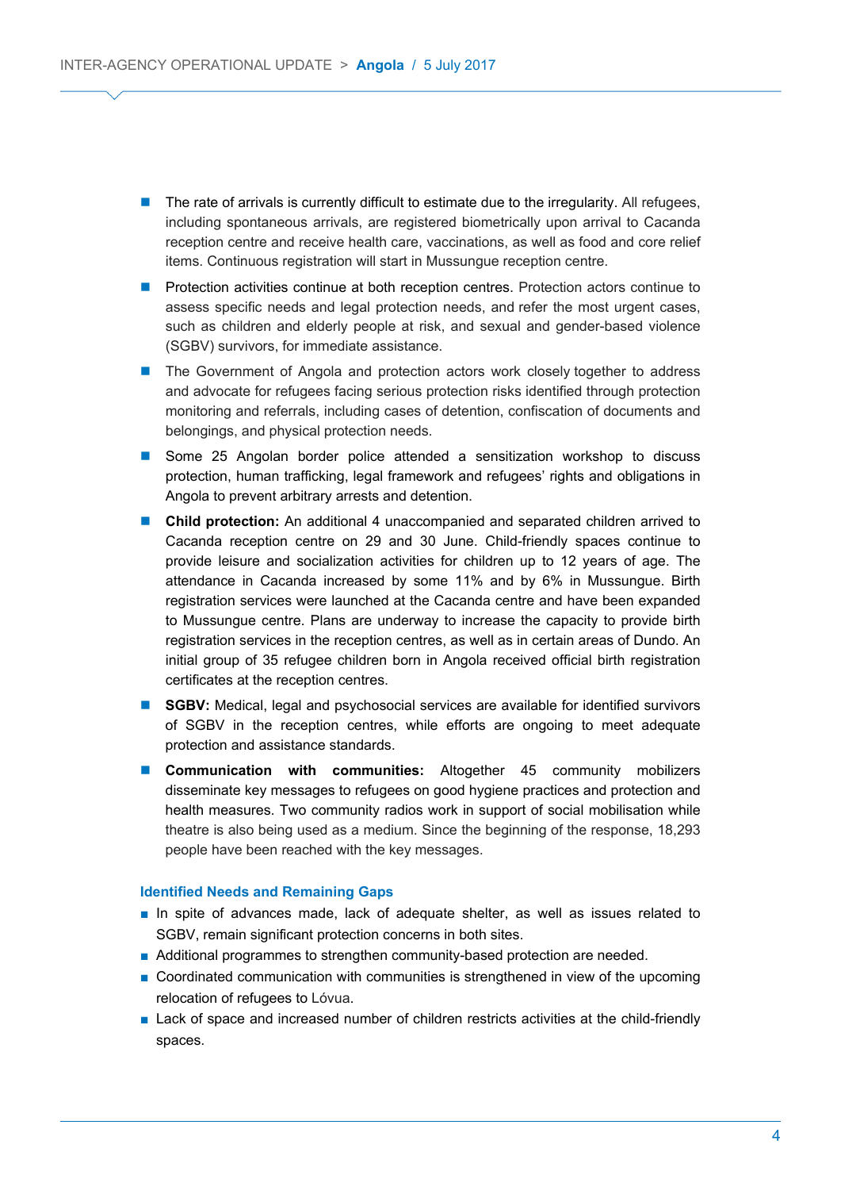- The rate of arrivals is currently difficult to estimate due to the irregularity. All refugees, including spontaneous arrivals, are registered biometrically upon arrival to Cacanda reception centre and receive health care, vaccinations, as well as food and core relief items. Continuous registration will start in Mussungue reception centre.
- Protection activities continue at both reception centres. Protection actors continue to assess specific needs and legal protection needs, and refer the most urgent cases, such as children and elderly people at risk, and sexual and gender-based violence (SGBV) survivors, for immediate assistance.
- The Government of Angola and protection actors work closely together to address and advocate for refugees facing serious protection risks identified through protection monitoring and referrals, including cases of detention, confiscation of documents and belongings, and physical protection needs.
- Some 25 Angolan border police attended a sensitization workshop to discuss protection, human trafficking, legal framework and refugees' rights and obligations in Angola to prevent arbitrary arrests and detention.
- **Child protection:** An additional 4 unaccompanied and separated children arrived to Cacanda reception centre on 29 and 30 June. Child-friendly spaces continue to provide leisure and socialization activities for children up to 12 years of age. The attendance in Cacanda increased by some 11% and by 6% in Mussungue. Birth registration services were launched at the Cacanda centre and have been expanded to Mussungue centre. Plans are underway to increase the capacity to provide birth registration services in the reception centres, as well as in certain areas of Dundo. An initial group of 35 refugee children born in Angola received official birth registration certificates at the reception centres.
- **SGBV:** Medical, legal and psychosocial services are available for identified survivors of SGBV in the reception centres, while efforts are ongoing to meet adequate protection and assistance standards.
- **Communication with communities:** Altogether 45 community mobilizers disseminate key messages to refugees on good hygiene practices and protection and health measures. Two community radios work in support of social mobilisation while theatre is also being used as a medium. Since the beginning of the response, 18,293 people have been reached with the key messages.

### Identified Needs and Remaining Gaps

- In spite of advances made, lack of adequate shelter, as well as issues related to SGBV, remain significant protection concerns in both sites.
- Additional programmes to strengthen community-based protection are needed.
- Coordinated communication with communities is strengthened in view of the upcoming relocation of refugees to Lóvua.
- Lack of space and increased number of children restricts activities at the child-friendly spaces.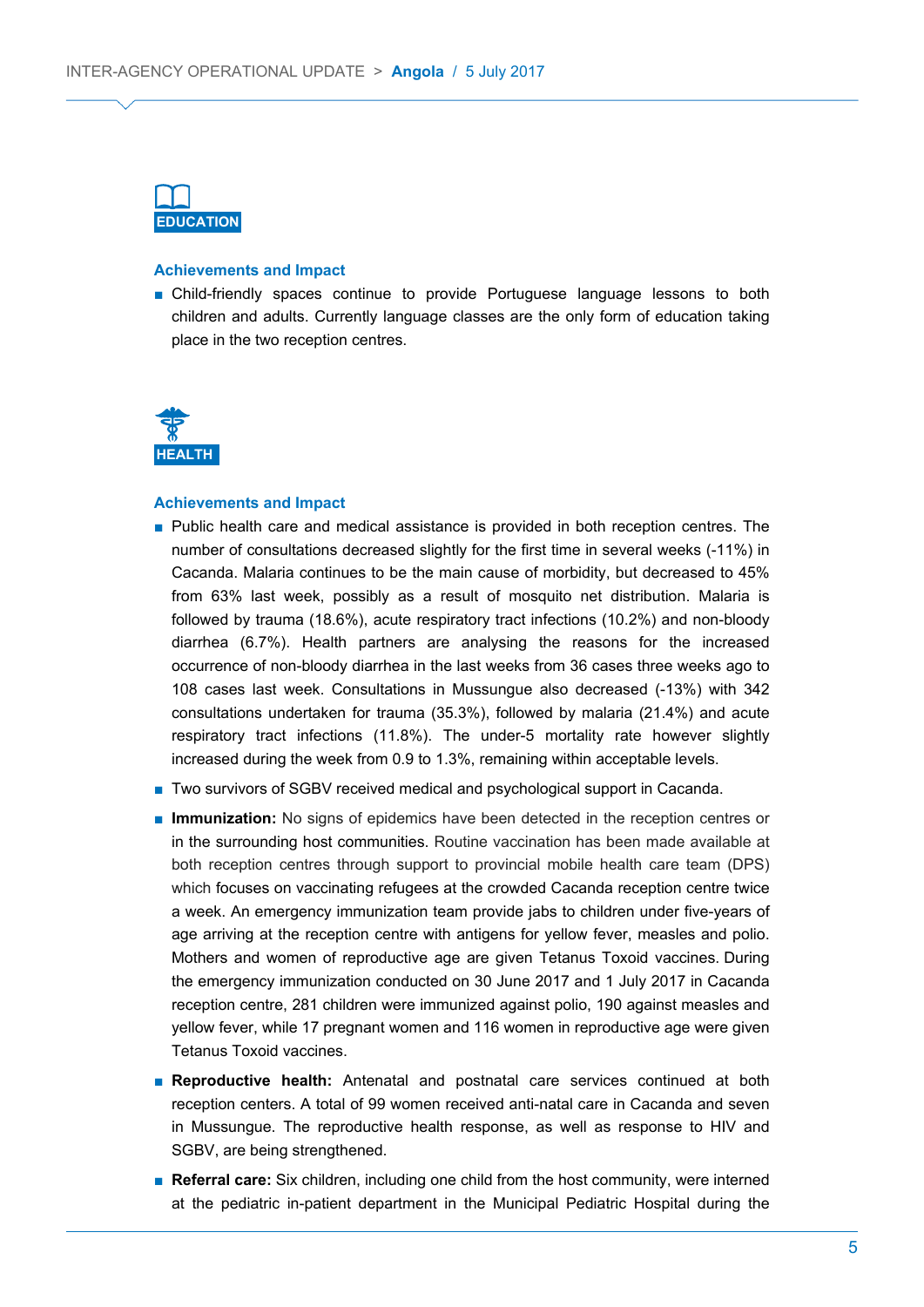## EDUCATION

### Achievements and Impact

- Child-friendly spaces continue to provide Portuguese language lessons to both children and adults. Currently language classes are the only form of education taking place in the two reception centres.

## HEALTH

### Achievements and Impact

- Public health care and medical assistance is provided in both reception centres. The number of consultations decreased slightly for the first time in several weeks (-11%) in Cacanda. Malaria continues to be the main cause of morbidity, but decreased to 45% from 63% last week, possibly as a result of mosquito net distribution. Malaria is followed by trauma (18.6%), acute respiratory tract infections (10.2%) and non-bloody diarrhea (6.7%). Health partners are analysing the reasons for the increased occurrence of non-bloody diarrhea in the last weeks from 36 cases three weeks ago to 108 cases last week. Consultations in Mussungue also decreased (-13%) with 342 consultations undertaken for trauma (35.3%), followed by malaria (21.4%) and acute respiratory tract infections (11.8%). The under-5 mortality rate however slightly increased during the week from 0.9 to 1.3%, remaining within acceptable levels.
- Two survivors of SGBV received medical and psychological support in Cacanda.
- **Immunization:** No signs of epidemics have been detected in the reception centres or in the surrounding host communities. Routine vaccination has been made available at both reception centres through support to provincial mobile health care team (DPS) which focuses on vaccinating refugees at the crowded Cacanda reception centre twice a week. An emergency immunization team provide jabs to children under five-years of age arriving at the reception centre with antigens for yellow fever, measles and polio. Mothers and women of reproductive age are given Tetanus Toxoid vaccines. During the emergency immunization conducted on 30 June 2017 and 1 July 2017 in Cacanda reception centre, 281 children were immunized against polio, 190 against measles and yellow fever, while 17 pregnant women and 116 women in reproductive age were given Tetanus Toxoid vaccines.
- **Reproductive health:** Antenatal and postnatal care services continued at both reception centers. A total of 99 women received anti-natal care in Cacanda and seven in Mussungue. The reproductive health response, as well as response to HIV and SGBV, are being strengthened.
- **Referral care:** Six children, including one child from the host community, were interned at the pediatric in-patient department in the Municipal Pediatric Hospital during the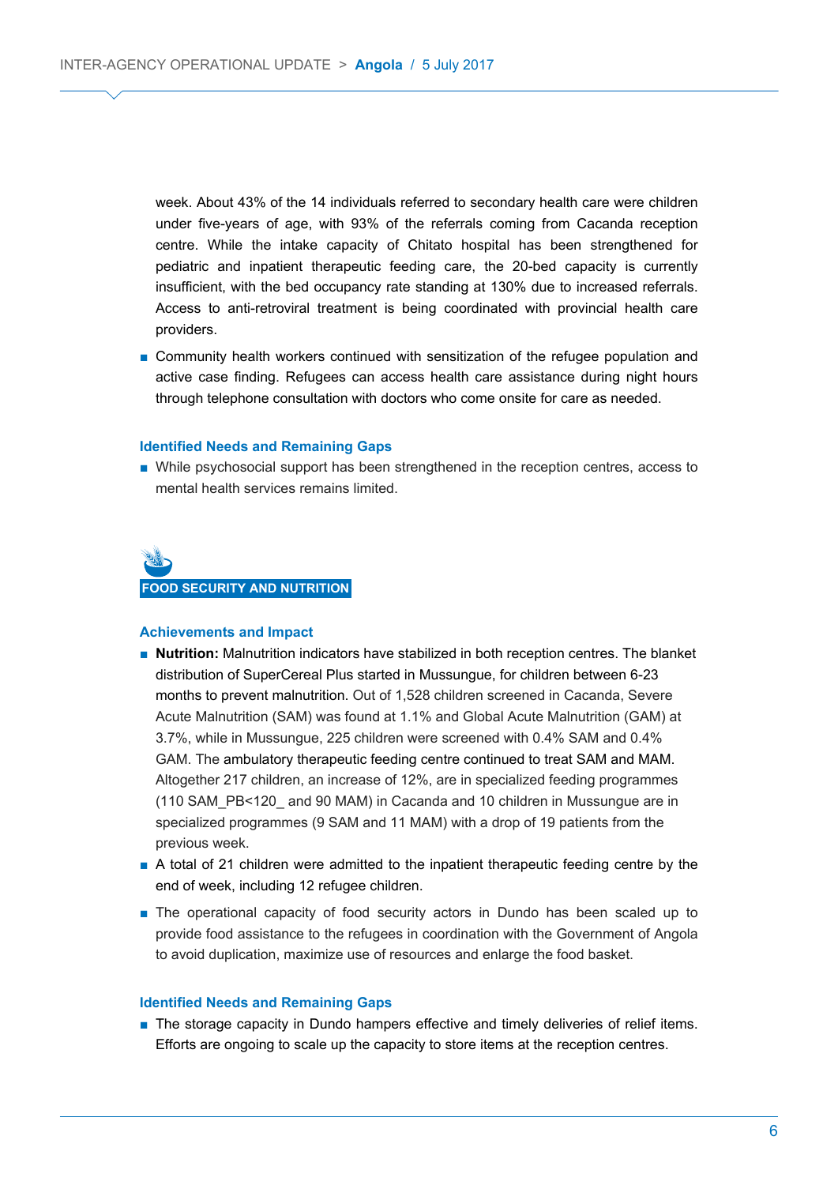week. About 43% of the 14 individuals referred to secondary health care were children under five-years of age, with 93% of the referrals coming from Cacanda reception centre. While the intake capacity of Chitato hospital has been strengthened for pediatric and inpatient therapeutic feeding care, the 20-bed capacity is currently insufficient, with the bed occupancy rate standing at 130% due to increased referrals. Access to anti-retroviral treatment is being coordinated with provincial health care providers.

- Community health workers continued with sensitization of the refugee population and active case finding. Refugees can access health care assistance during night hours through telephone consultation with doctors who come onsite for care as needed.

### Identified Needs and Remaining Gaps

- While psychosocial support has been strengthened in the reception centres, access to mental health services remains limited.

## FOOD SECURITY AND NUTRITION

### Achievements and Impact

- **Nutrition:** Malnutrition indicators have stabilized in both reception centres. The blanket distribution of SuperCereal Plus started in Mussungue, for children between 6-23 months to prevent malnutrition. Out of 1,528 children screened in Cacanda, Severe Acute Malnutrition (SAM) was found at 1.1% and Global Acute Malnutrition (GAM) at 3.7%, while in Mussungue, 225 children were screened with 0.4% SAM and 0.4% GAM. The ambulatory therapeutic feeding centre continued to treat SAM and MAM. Altogether 217 children, an increase of 12%, are in specialized feeding programmes (110 SAM_PB<120_ and 90 MAM) in Cacanda and 10 children in Mussungue are in specialized programmes (9 SAM and 11 MAM) with a drop of 19 patients from the previous week.
- A total of 21 children were admitted to the inpatient therapeutic feeding centre by the end of week, including 12 refugee children.
- The operational capacity of food security actors in Dundo has been scaled up to provide food assistance to the refugees in coordination with the Government of Angola to avoid duplication, maximize use of resources and enlarge the food basket.

### Identified Needs and Remaining Gaps

- The storage capacity in Dundo hampers effective and timely deliveries of relief items. Efforts are ongoing to scale up the capacity to store items at the reception centres.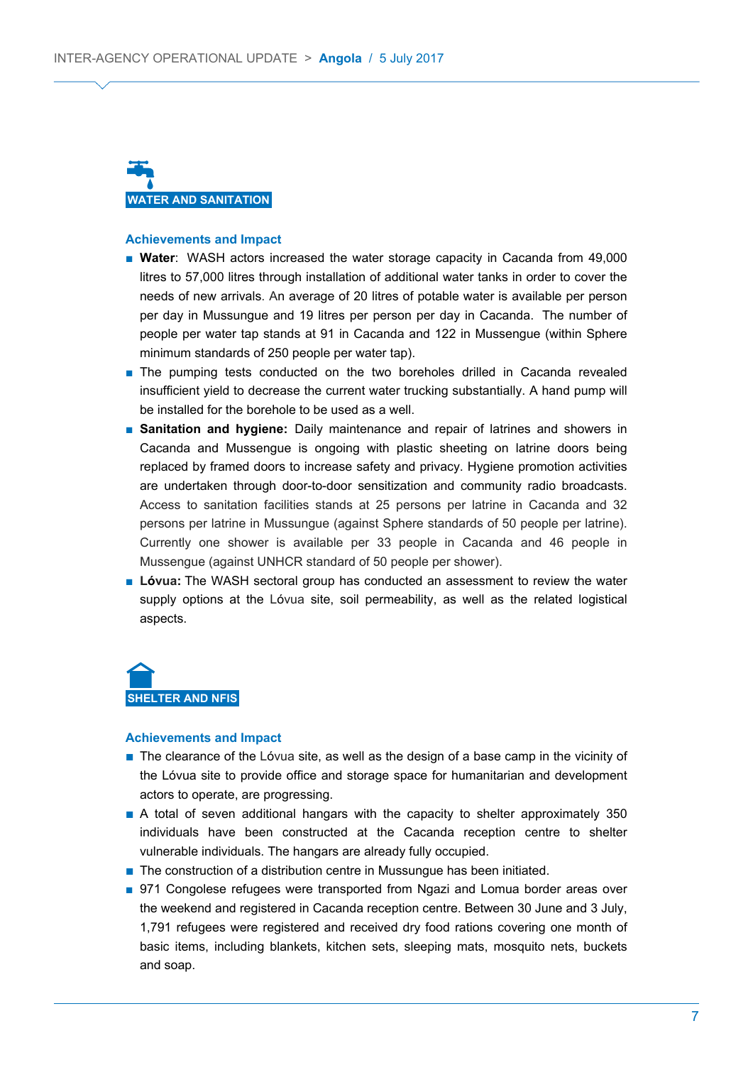## WATER AND SANITATION

### Achievements and Impact

- **Water**: WASH actors increased the water storage capacity in Cacanda from 49,000 litres to 57,000 litres through installation of additional water tanks in order to cover the needs of new arrivals. An average of 20 litres of potable water is available per person per day in Mussungue and 19 litres per person per day in Cacanda. The number of people per water tap stands at 91 in Cacanda and 122 in Mussengue (within Sphere minimum standards of 250 people per water tap).
- The pumping tests conducted on the two boreholes drilled in Cacanda revealed insufficient yield to decrease the current water trucking substantially. A hand pump will be installed for the borehole to be used as a well.
- **Sanitation and hygiene:** Daily maintenance and repair of latrines and showers in Cacanda and Mussengue is ongoing with plastic sheeting on latrine doors being replaced by framed doors to increase safety and privacy. Hygiene promotion activities are undertaken through door-to-door sensitization and community radio broadcasts. Access to sanitation facilities stands at 25 persons per latrine in Cacanda and 32 persons per latrine in Mussungue (against Sphere standards of 50 people per latrine). Currently one shower is available per 33 people in Cacanda and 46 people in Mussengue (against UNHCR standard of 50 people per shower).
- **Lóvua:** The WASH sectoral group has conducted an assessment to review the water supply options at the Lóvua site, soil permeability, as well as the related logistical aspects.

## SHELTER AND NFIS

### Achievements and Impact

- The clearance of the Lóvua site, as well as the design of a base camp in the vicinity of the Lóvua site to provide office and storage space for humanitarian and development actors to operate, are progressing.
- A total of seven additional hangars with the capacity to shelter approximately 350 individuals have been constructed at the Cacanda reception centre to shelter vulnerable individuals. The hangars are already fully occupied.
- The construction of a distribution centre in Mussungue has been initiated.
- 971 Congolese refugees were transported from Ngazi and Lomua border areas over the weekend and registered in Cacanda reception centre. Between 30 June and 3 July, 1,791 refugees were registered and received dry food rations covering one month of basic items, including blankets, kitchen sets, sleeping mats, mosquito nets, buckets and soap.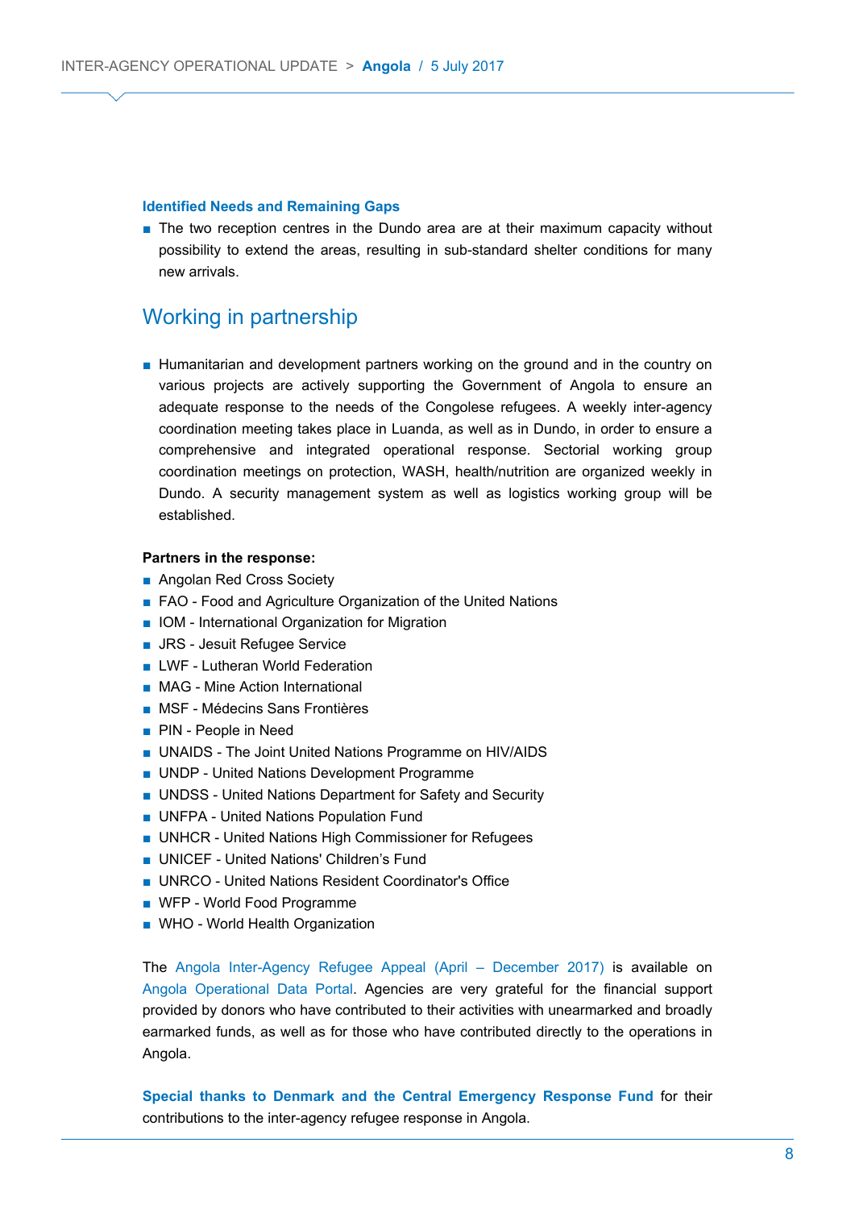### Identified Needs and Remaining Gaps

- The two reception centres in the Dundo area are at their maximum capacity without possibility to extend the areas, resulting in sub-standard shelter conditions for many new arrivals.

## Working in partnership

- Humanitarian and development partners working on the ground and in the country on various projects are actively supporting the Government of Angola to ensure an adequate response to the needs of the Congolese refugees. A weekly inter-agency coordination meeting takes place in Luanda, as well as in Dundo, in order to ensure a comprehensive and integrated operational response. Sectorial working group coordination meetings on protection, WASH, health/nutrition are organized weekly in Dundo. A security management system as well as logistics working group will be established.

**Partners in the response:**

- Angolan Red Cross Society
- FAO - Food and Agriculture Organization of the United Nations
- IOM - International Organization for Migration
- JRS - Jesuit Refugee Service
- LWF - Lutheran World Federation
- MAG - Mine Action International
- MSF - Médecins Sans Frontières
- PIN - People in Need
- UNAIDS - The Joint United Nations Programme on HIV/AIDS
- UNDP - United Nations Development Programme
- UNDSS - United Nations Department for Safety and Security
- UNFPA - United Nations Population Fund
- UNHCR - United Nations High Commissioner for Refugees
- UNICEF - United Nations' Children's Fund
- UNRCO - United Nations Resident Coordinator's Office
- WFP - World Food Programme
- WHO - World Health Organization

The Angola Inter-Agency Refugee Appeal (April – December 2017) is available on Angola Operational Data Portal. Agencies are very grateful for the financial support provided by donors who have contributed to their activities with unearmarked and broadly earmarked funds, as well as for those who have contributed directly to the operations in Angola.

**Special thanks to Denmark and the Central Emergency Response Fund** for their contributions to the inter-agency refugee response in Angola.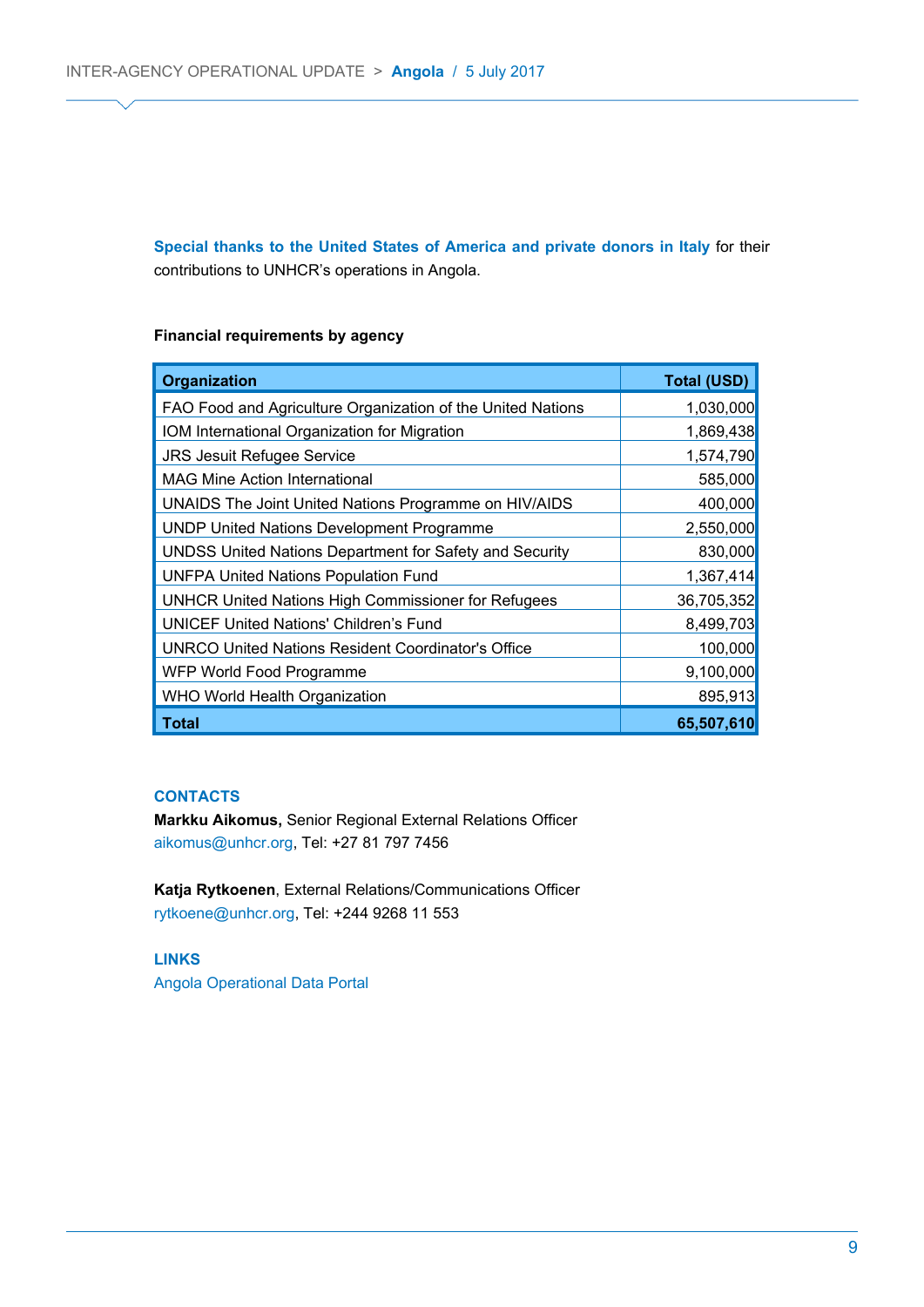**Special thanks to the United States of America and private donors in Italy** for their contributions to UNHCR's operations in Angola.

**Financial requirements by agency**

| Organization | Total (USD) |
|---|---:|
| FAO Food and Agriculture Organization of the United Nations | 1,030,000 |
| IOM International Organization for Migration | 1,869,438 |
| JRS Jesuit Refugee Service | 1,574,790 |
| MAG Mine Action International | 585,000 |
| UNAIDS The Joint United Nations Programme on HIV/AIDS | 400,000 |
| UNDP United Nations Development Programme | 2,550,000 |
| UNDSS United Nations Department for Safety and Security | 830,000 |
| UNFPA United Nations Population Fund | 1,367,414 |
| UNHCR United Nations High Commissioner for Refugees | 36,705,352 |
| UNICEF United Nations' Children's Fund | 8,499,703 |
| UNRCO United Nations Resident Coordinator's Office | 100,000 |
| WFP World Food Programme | 9,100,000 |
| WHO World Health Organization | 895,913 |
| **Total** | **65,507,610** |

## CONTACTS

**Markku Aikomus,** Senior Regional External Relations Officer
aikomus@unhcr.org, Tel: +27 81 797 7456

**Katja Rytkoenen**, External Relations/Communications Officer
rytkoene@unhcr.org, Tel: +244 9268 11 553

## LINKS

Angola Operational Data Portal